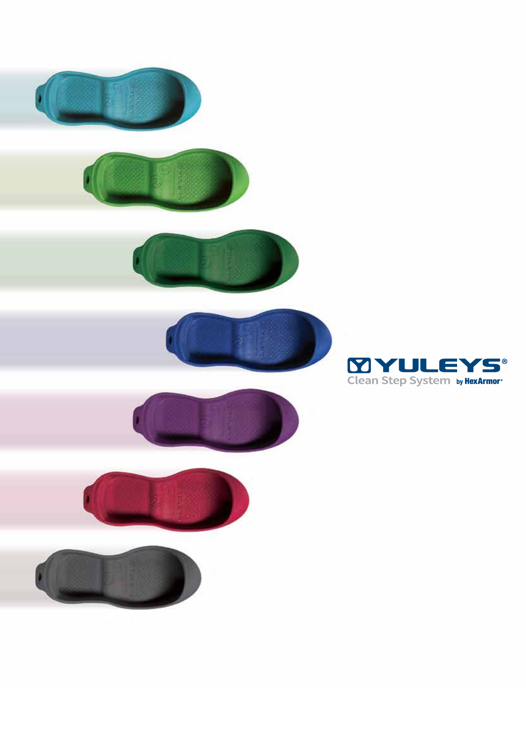# YULEYS®

Clean Step System by HexArmor®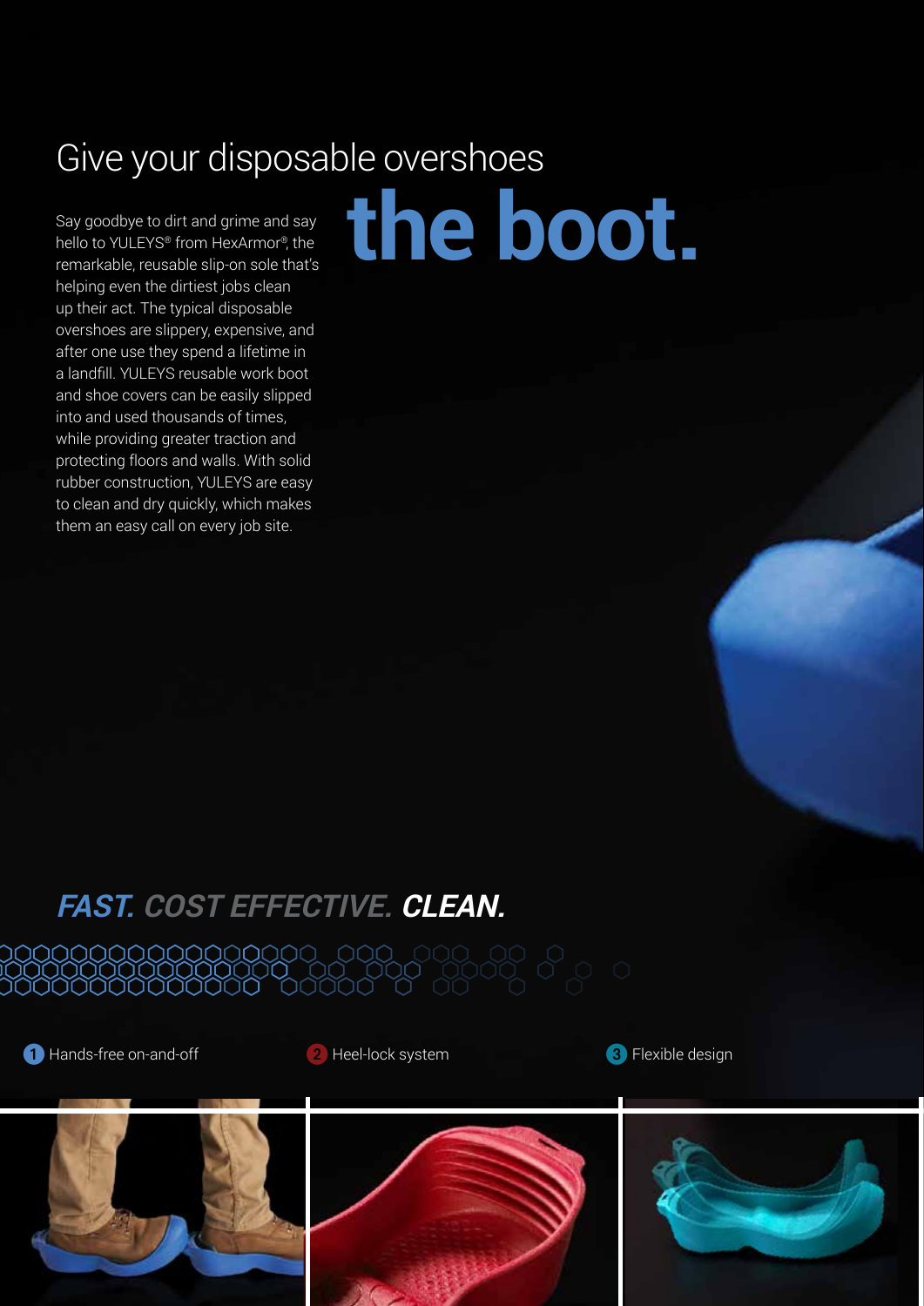# Give your disposable overshoes **the boot.**

Say goodbye to dirt and grime and say hello to YULEYS® from HexArmor®, the remarkable, reusable slip-on sole that's helping even the dirtiest jobs clean up their act. The typical disposable overshoes are slippery, expensive, and after one use they spend a lifetime in a landfill. YULEYS reusable work boot and shoe covers can be easily slipped into and used thousands of times, while providing greater traction and protecting floors and walls. With solid rubber construction, YULEYS are easy to clean and dry quickly, which makes them an easy call on every job site.

## *FAST. COST EFFECTIVE. CLEAN.*

1. Hands-free on-and-off
2. Heel-lock system
3. Flexible design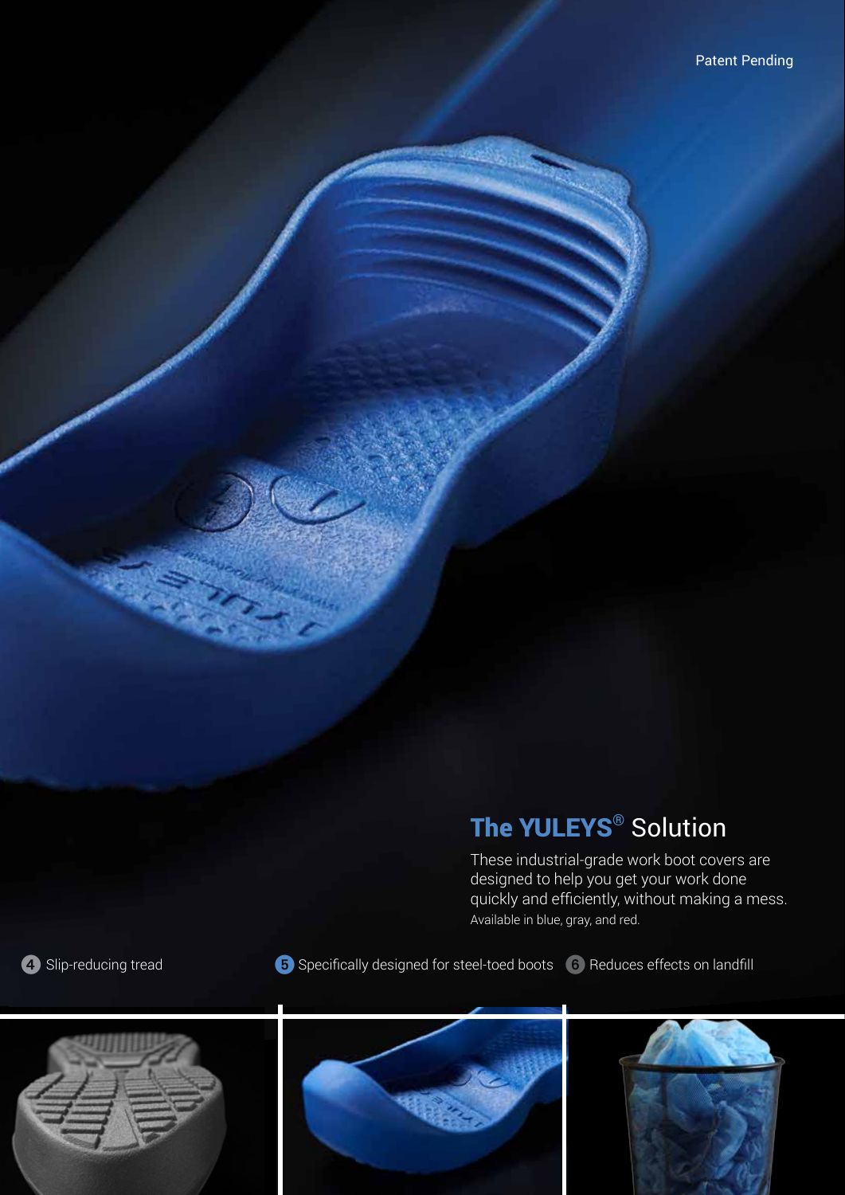Patent Pending

## The YULEYS® Solution

These industrial-grade work boot covers are designed to help you get your work done quickly and efficiently, without making a mess.

Available in blue, gray, and red.

4 Slip-reducing tread

5 Specifically designed for steel-toed boots

6 Reduces effects on landfill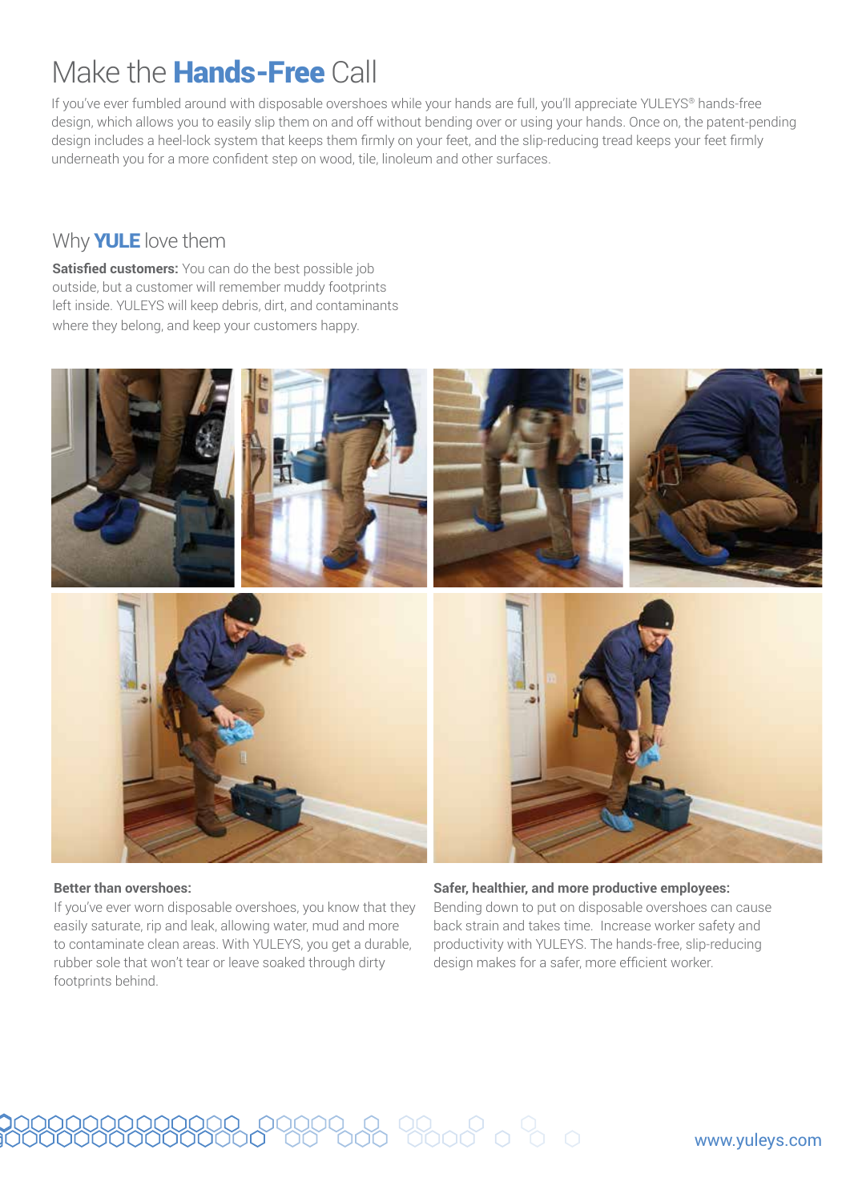# Make the **Hands-Free** Call

If you've ever fumbled around with disposable overshoes while your hands are full, you'll appreciate YULEYS® hands-free design, which allows you to easily slip them on and off without bending over or using your hands. Once on, the patent-pending design includes a heel-lock system that keeps them firmly on your feet, and the slip-reducing tread keeps your feet firmly underneath you for a more confident step on wood, tile, linoleum and other surfaces.

## Why **YULE** love them

**Satisfied customers:** You can do the best possible job outside, but a customer will remember muddy footprints left inside. YULEYS will keep debris, dirt, and contaminants where they belong, and keep your customers happy.

**Better than overshoes:**
If you've ever worn disposable overshoes, you know that they easily saturate, rip and leak, allowing water, mud and more to contaminate clean areas. With YULEYS, you get a durable, rubber sole that won't tear or leave soaked through dirty footprints behind.

**Safer, healthier, and more productive employees:**
Bending down to put on disposable overshoes can cause back strain and takes time. Increase worker safety and productivity with YULEYS. The hands-free, slip-reducing design makes for a safer, more efficient worker.

www.yuleys.com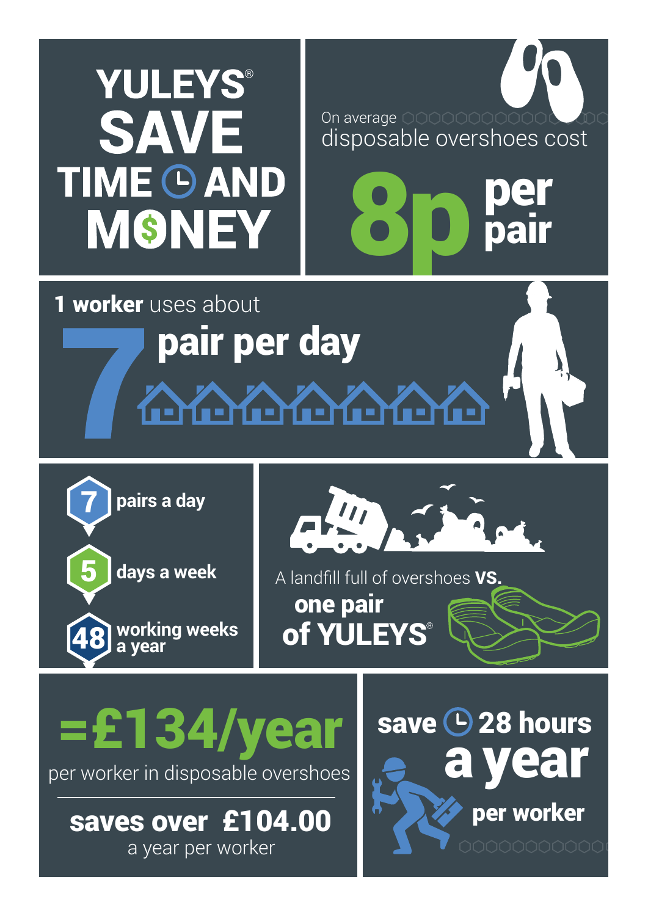# YULEYS® SAVE TIME AND MONEY

On average disposable overshoes cost

**8p per pair**

**1 worker** uses about

## 7 pair per day

- **7** pairs a day
- **5** days a week
- **48** working weeks a year

A landfill full of overshoes **vs.**

**one pair of YULEYS®**

## =£134/year

per worker in disposable overshoes

**saves over £104.00**

a year per worker

**save 28 hours a year per worker**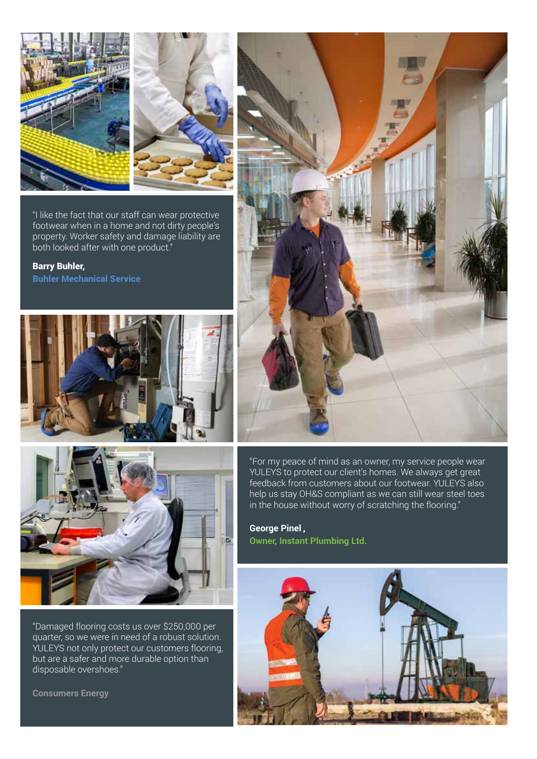"I like the fact that our staff can wear protective footwear when in a home and not dirty people's property. Worker safety and damage liability are both looked after with one product."

**Barry Buhler,**
**Buhler Mechanical Service**

"For my peace of mind as an owner, my service people wear YULEYS to protect our client's homes. We always get great feedback from customers about our footwear. YULEYS also help us stay OH&S compliant as we can still wear steel toes in the house without worry of scratching the flooring."

**George Pinel ,**
**Owner, Instant Plumbing Ltd.**

"Damaged flooring costs us over $250,000 per quarter, so we were in need of a robust solution. YULEYS not only protect our customers flooring, but are a safer and more durable option than disposable overshoes."

**Consumers Energy**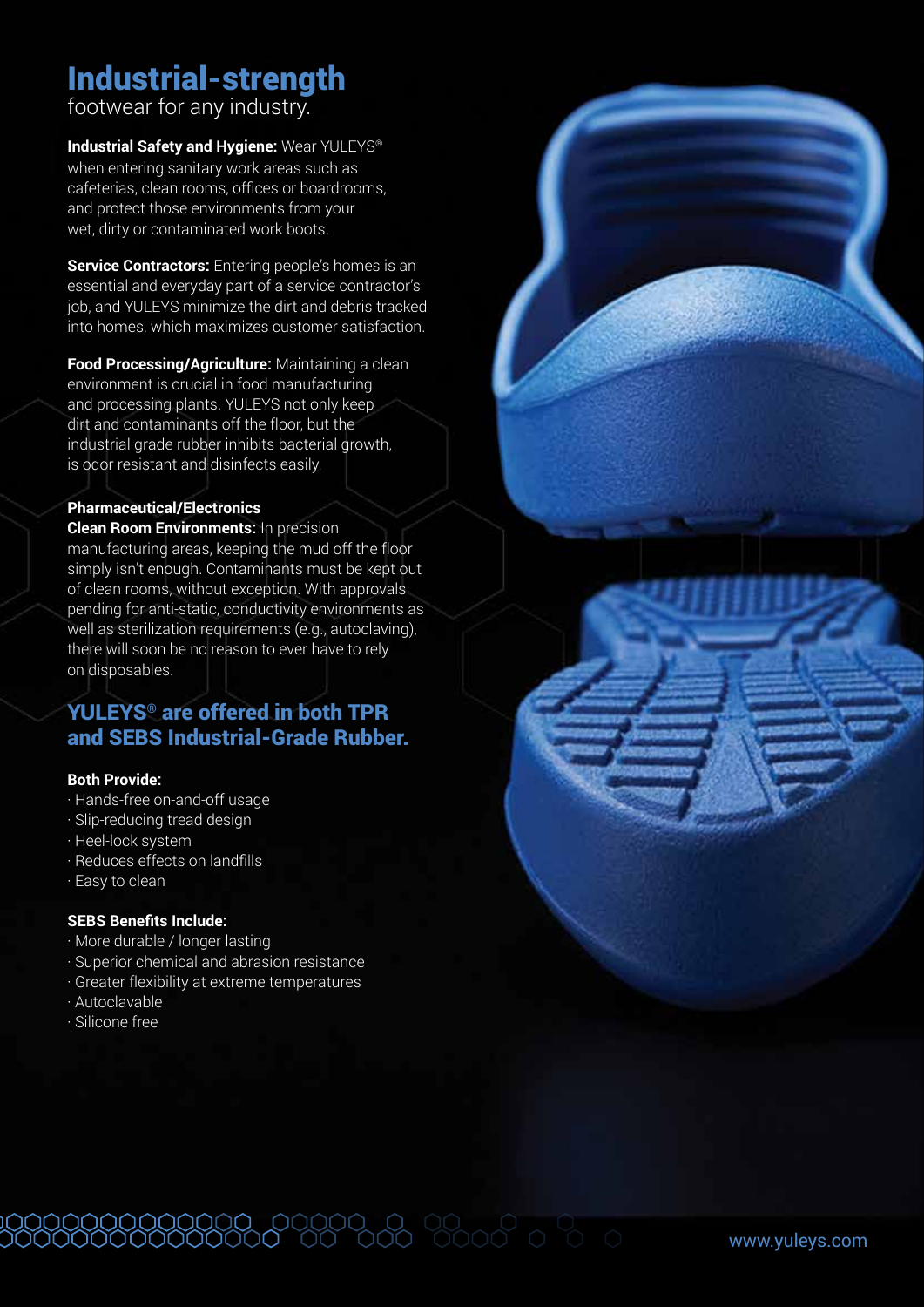# Industrial-strength
footwear for any industry.

**Industrial Safety and Hygiene:** Wear YULEYS® when entering sanitary work areas such as cafeterias, clean rooms, offices or boardrooms, and protect those environments from your wet, dirty or contaminated work boots.

**Service Contractors:** Entering people's homes is an essential and everyday part of a service contractor's job, and YULEYS minimize the dirt and debris tracked into homes, which maximizes customer satisfaction.

**Food Processing/Agriculture:** Maintaining a clean environment is crucial in food manufacturing and processing plants. YULEYS not only keep dirt and contaminants off the floor, but the industrial grade rubber inhibits bacterial growth, is odor resistant and disinfects easily.

**Pharmaceutical/Electronics Clean Room Environments:** In precision manufacturing areas, keeping the mud off the floor simply isn't enough. Contaminants must be kept out of clean rooms, without exception. With approvals pending for anti-static, conductivity environments as well as sterilization requirements (e.g., autoclaving), there will soon be no reason to ever have to rely on disposables.

## YULEYS® are offered in both TPR and SEBS Industrial-Grade Rubber.

**Both Provide:**

- Hands-free on-and-off usage
- Slip-reducing tread design
- Heel-lock system
- Reduces effects on landfills
- Easy to clean

**SEBS Benefits Include:**

- More durable / longer lasting
- Superior chemical and abrasion resistance
- Greater flexibility at extreme temperatures
- Autoclavable
- Silicone free

www.yuleys.com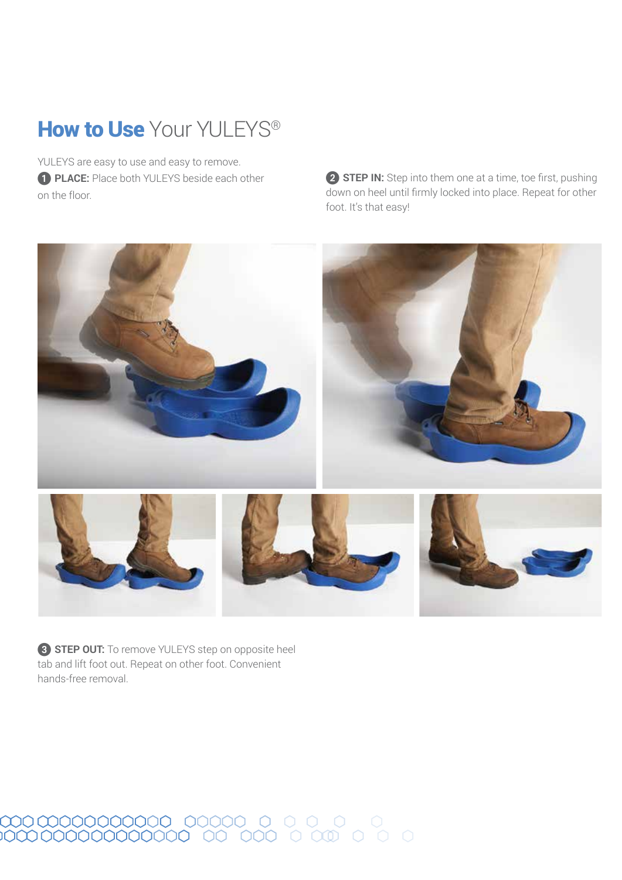# **How to Use** Your YULEYS®

YULEYS are easy to use and easy to remove.

**1 PLACE:** Place both YULEYS beside each other on the floor.

**2 STEP IN:** Step into them one at a time, toe first, pushing down on heel until firmly locked into place. Repeat for other foot. It's that easy!

**3 STEP OUT:** To remove YULEYS step on opposite heel tab and lift foot out. Repeat on other foot. Convenient hands-free removal.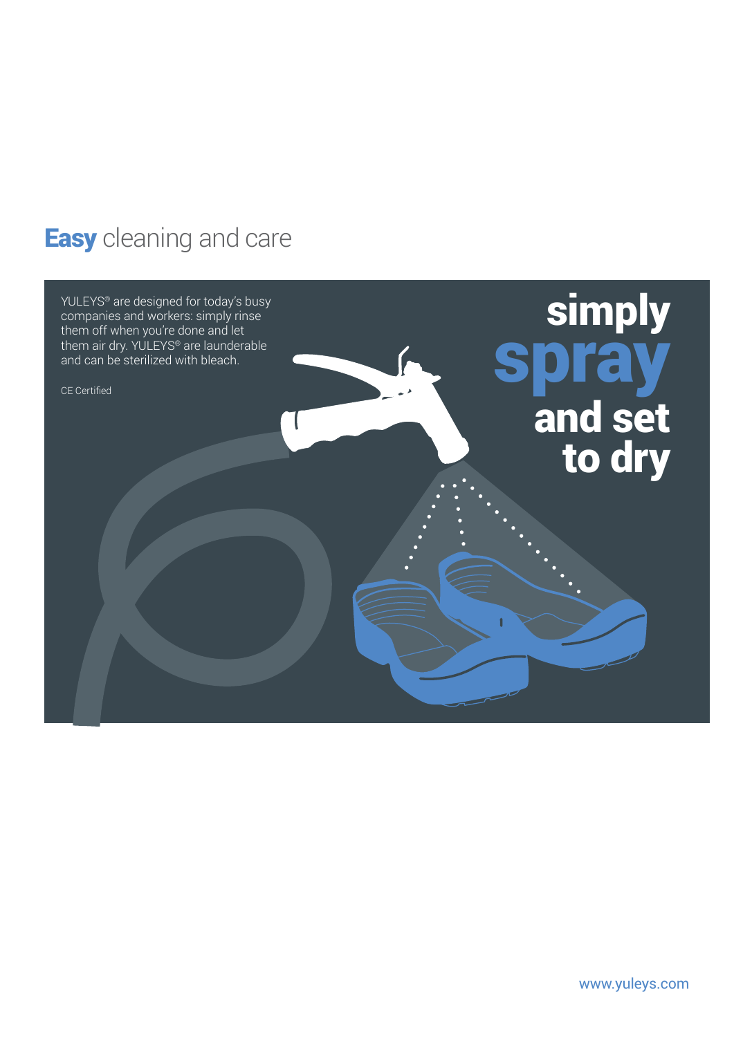## **Easy** cleaning and care

YULEYS® are designed for today's busy companies and workers: simply rinse them off when you're done and let them air dry. YULEYS® are launderable and can be sterilized with bleach.

CE Certified

**simply spray and set to dry**

www.yuleys.com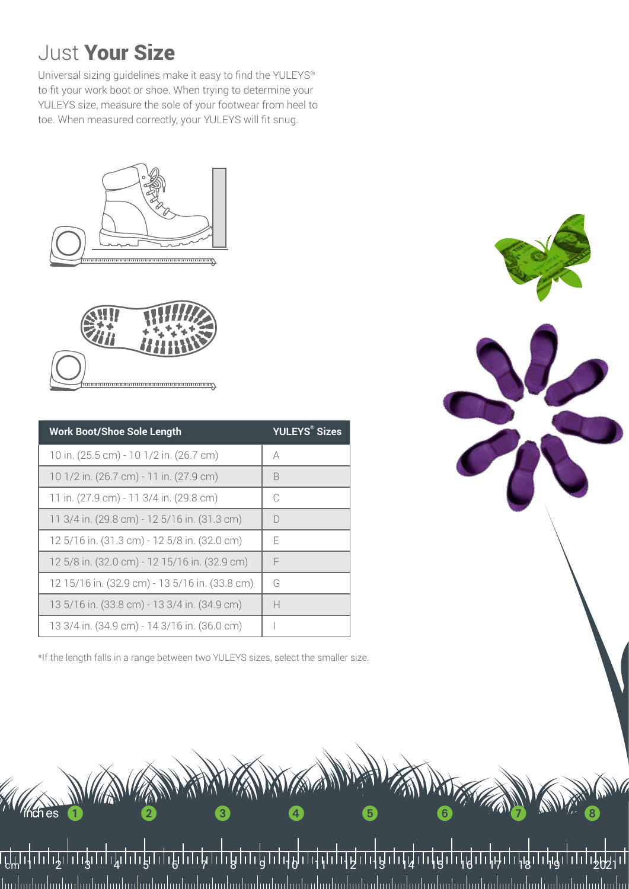# Just **Your Size**

Universal sizing guidelines make it easy to find the YULEYS® to fit your work boot or shoe. When trying to determine your YULEYS size, measure the sole of your footwear from heel to toe. When measured correctly, your YULEYS will fit snug.

| Work Boot/Shoe Sole Length | YULEYS® Sizes |
|---|---|
| 10 in. (25.5 cm) - 10 1/2 in. (26.7 cm) | A |
| 10 1/2 in. (26.7 cm) - 11 in. (27.9 cm) | B |
| 11 in. (27.9 cm) - 11 3/4 in. (29.8 cm) | C |
| 11 3/4 in. (29.8 cm) - 12 5/16 in. (31.3 cm) | D |
| 12 5/16 in. (31.3 cm) - 12 5/8 in. (32.0 cm) | E |
| 12 5/8 in. (32.0 cm) - 12 15/16 in. (32.9 cm) | F |
| 12 15/16 in. (32.9 cm) - 13 5/16 in. (33.8 cm) | G |
| 13 5/16 in. (33.8 cm) - 13 3/4 in. (34.9 cm) | H |
| 13 3/4 in. (34.9 cm) - 14 3/16 in. (36.0 cm) | I |

*If the length falls in a range between two YULEYS sizes, select the smaller size.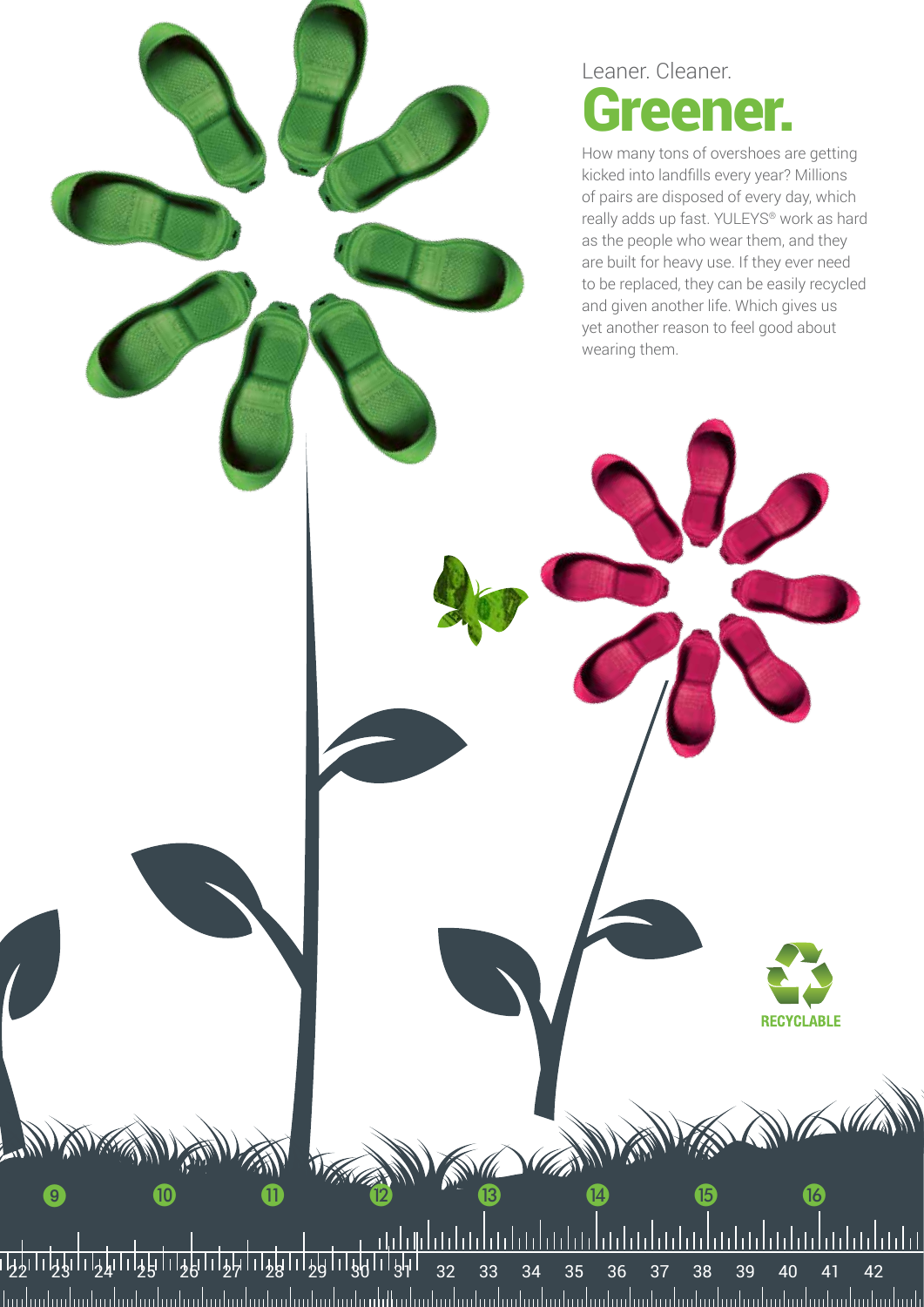Leaner. Cleaner.

# Greener.

How many tons of overshoes are getting kicked into landfills every year? Millions of pairs are disposed of every day, which really adds up fast. YULEYS® work as hard as the people who wear them, and they are built for heavy use. If they ever need to be replaced, they can be easily recycled and given another life. Which gives us yet another reason to feel good about wearing them.

RECYCLABLE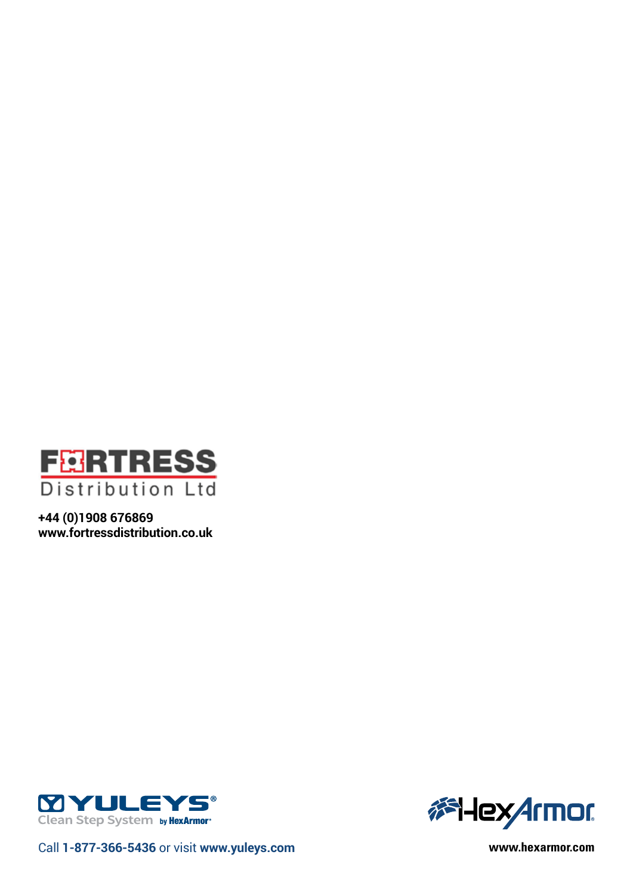FORTRESS

Distribution Ltd

**+44 (0)1908 676869**
**www.fortressdistribution.co.uk**

YULEYS®

Clean Step System by HexArmor®

Call **1-877-366-5436** or visit **www.yuleys.com**

HexArmor®

**www.hexarmor.com**